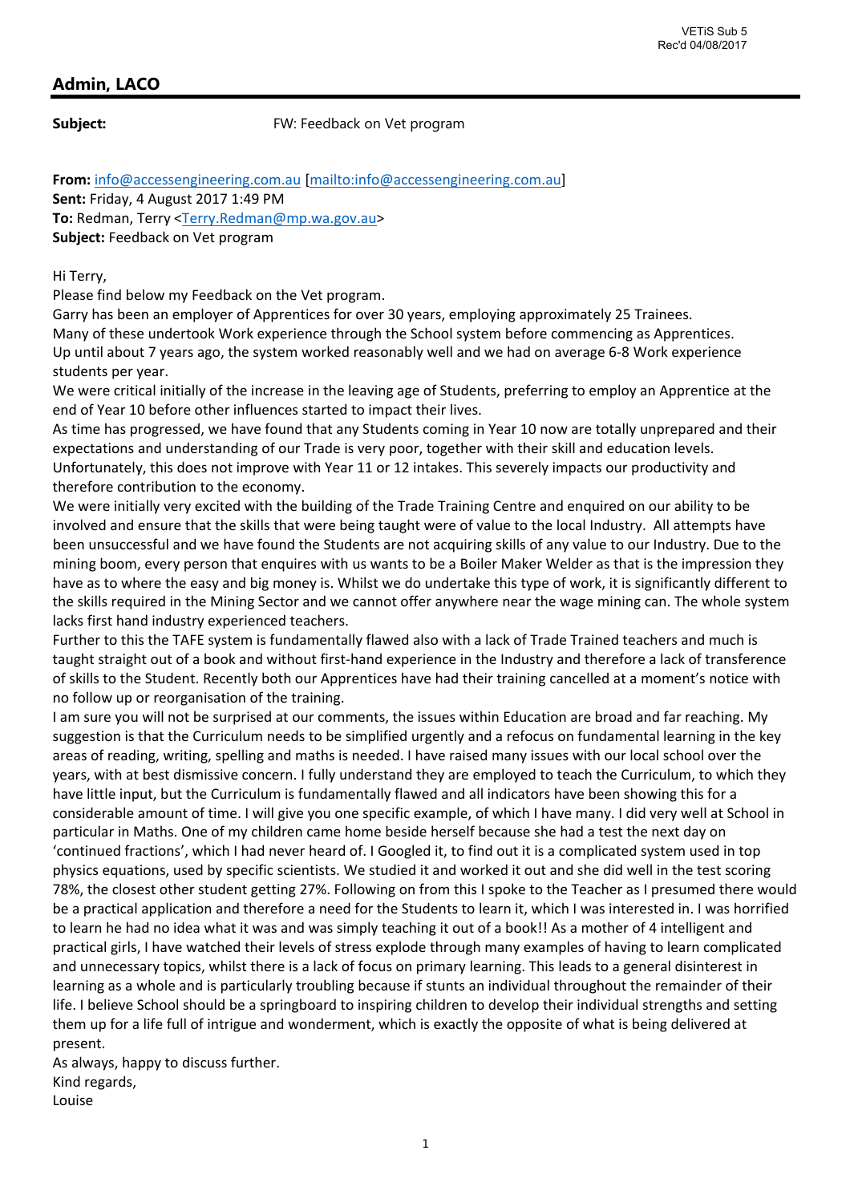VETiS Sub 5
Rec'd 04/08/2017

## Admin, LACO

**Subject:** FW: Feedback on Vet program

**From:** info@accessengineering.com.au [mailto:info@accessengineering.com.au]
**Sent:** Friday, 4 August 2017 1:49 PM
**To:** Redman, Terry <Terry.Redman@mp.wa.gov.au>
**Subject:** Feedback on Vet program

Hi Terry,
Please find below my Feedback on the Vet program.
Garry has been an employer of Apprentices for over 30 years, employing approximately 25 Trainees.
Many of these undertook Work experience through the School system before commencing as Apprentices.
Up until about 7 years ago, the system worked reasonably well and we had on average 6-8 Work experience students per year.
We were critical initially of the increase in the leaving age of Students, preferring to employ an Apprentice at the end of Year 10 before other influences started to impact their lives.
As time has progressed, we have found that any Students coming in Year 10 now are totally unprepared and their expectations and understanding of our Trade is very poor, together with their skill and education levels.
Unfortunately, this does not improve with Year 11 or 12 intakes. This severely impacts our productivity and therefore contribution to the economy.
We were initially very excited with the building of the Trade Training Centre and enquired on our ability to be involved and ensure that the skills that were being taught were of value to the local Industry. All attempts have been unsuccessful and we have found the Students are not acquiring skills of any value to our Industry. Due to the mining boom, every person that enquires with us wants to be a Boiler Maker Welder as that is the impression they have as to where the easy and big money is. Whilst we do undertake this type of work, it is significantly different to the skills required in the Mining Sector and we cannot offer anywhere near the wage mining can. The whole system lacks first hand industry experienced teachers.
Further to this the TAFE system is fundamentally flawed also with a lack of Trade Trained teachers and much is taught straight out of a book and without first-hand experience in the Industry and therefore a lack of transference of skills to the Student. Recently both our Apprentices have had their training cancelled at a moment's notice with no follow up or reorganisation of the training.
I am sure you will not be surprised at our comments, the issues within Education are broad and far reaching. My suggestion is that the Curriculum needs to be simplified urgently and a refocus on fundamental learning in the key areas of reading, writing, spelling and maths is needed. I have raised many issues with our local school over the years, with at best dismissive concern. I fully understand they are employed to teach the Curriculum, to which they have little input, but the Curriculum is fundamentally flawed and all indicators have been showing this for a considerable amount of time. I will give you one specific example, of which I have many. I did very well at School in particular in Maths. One of my children came home beside herself because she had a test the next day on 'continued fractions', which I had never heard of. I Googled it, to find out it is a complicated system used in top physics equations, used by specific scientists. We studied it and worked it out and she did well in the test scoring 78%, the closest other student getting 27%. Following on from this I spoke to the Teacher as I presumed there would be a practical application and therefore a need for the Students to learn it, which I was interested in. I was horrified to learn he had no idea what it was and was simply teaching it out of a book!! As a mother of 4 intelligent and practical girls, I have watched their levels of stress explode through many examples of having to learn complicated and unnecessary topics, whilst there is a lack of focus on primary learning. This leads to a general disinterest in learning as a whole and is particularly troubling because if stunts an individual throughout the remainder of their life. I believe School should be a springboard to inspiring children to develop their individual strengths and setting them up for a life full of intrigue and wonderment, which is exactly the opposite of what is being delivered at present.
As always, happy to discuss further.
Kind regards,
Louise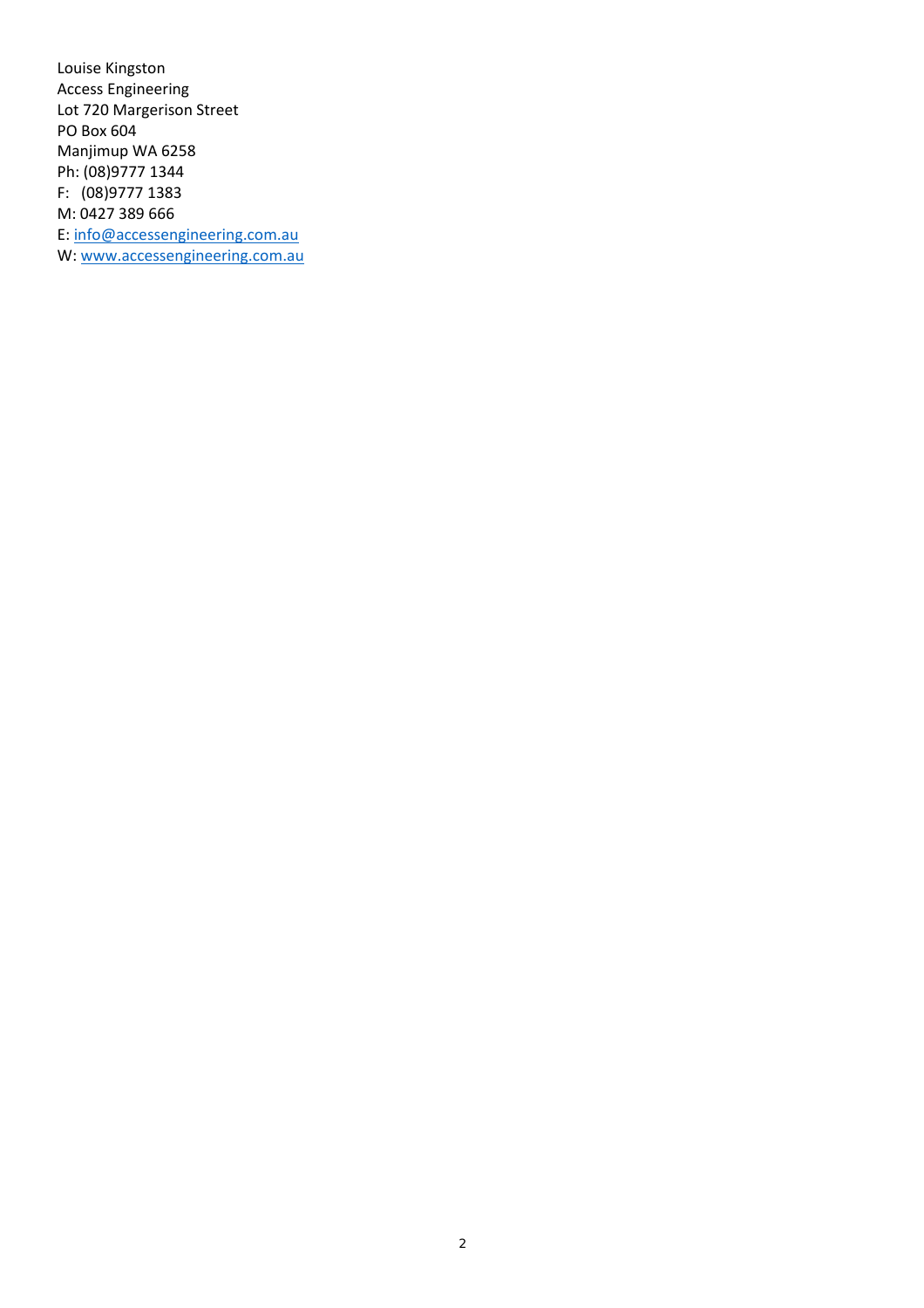Louise Kingston
Access Engineering
Lot 720 Margerison Street
PO Box 604
Manjimup WA 6258
Ph: (08)9777 1344
F: (08)9777 1383
M: 0427 389 666
E: info@accessengineering.com.au
W: www.accessengineering.com.au